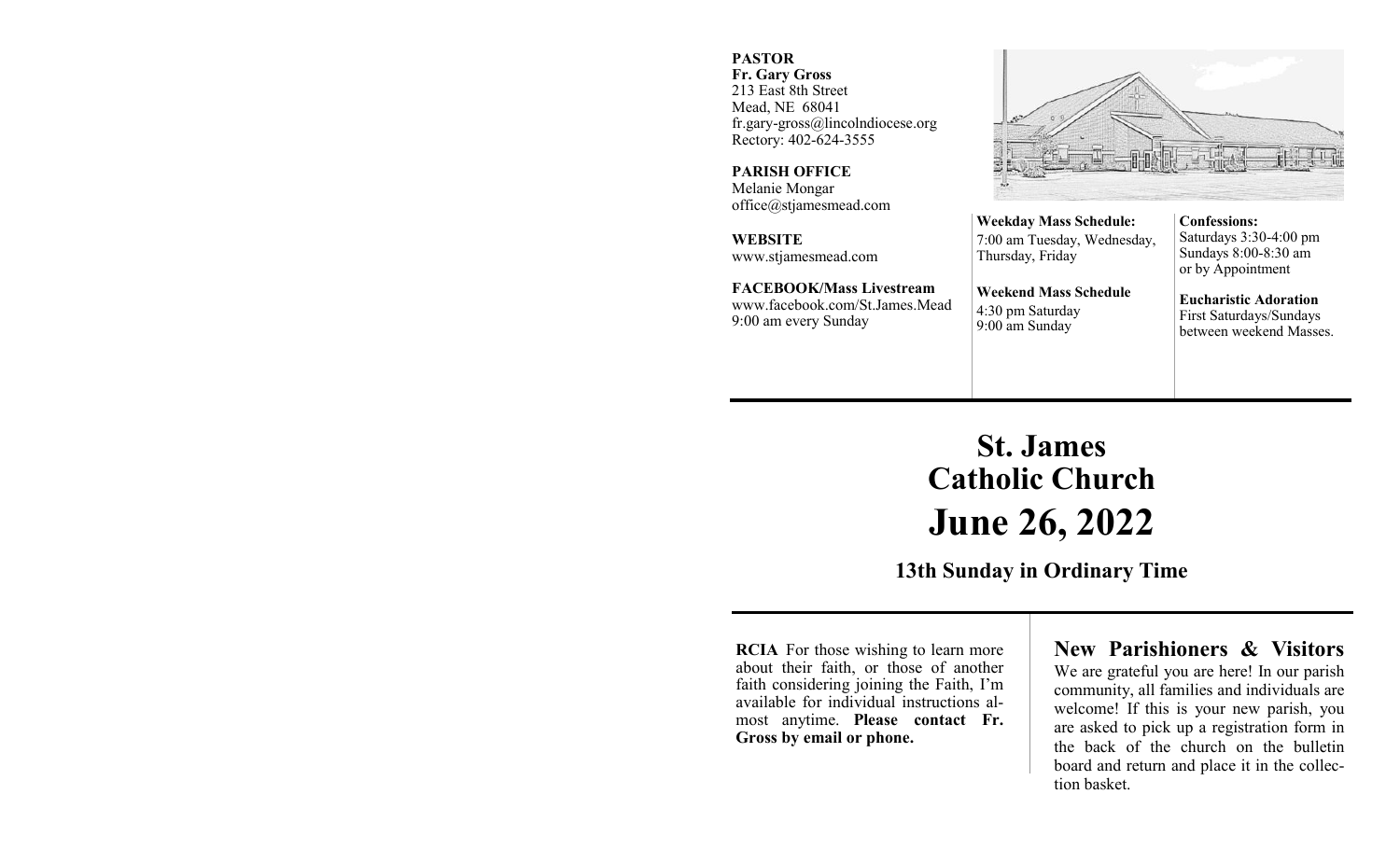**PASTOR**
**Fr. Gary Gross**
213 East 8th Street
Mead, NE 68041
fr.gary-gross@lincolndiocese.org
Rectory: 402-624-3555

**PARISH OFFICE**
Melanie Mongar
office@stjamesmead.com

**WEBSITE**
www.stjamesmead.com

**FACEBOOK/Mass Livestream**
www.facebook.com/St.James.Mead
9:00 am every Sunday

**Weekday Mass Schedule:**
7:00 am Tuesday, Wednesday, Thursday, Friday

**Weekend Mass Schedule**
4:30 pm Saturday
9:00 am Sunday

**Confessions:**
Saturdays 3:30-4:00 pm
Sundays 8:00-8:30 am
or by Appointment

**Eucharistic Adoration**
First Saturdays/Sundays between weekend Masses.

# St. James Catholic Church

# June 26, 2022

## 13th Sunday in Ordinary Time

**RCIA** For those wishing to learn more about their faith, or those of another faith considering joining the Faith, I'm available for individual instructions almost anytime. **Please contact Fr. Gross by email or phone.**

## New Parishioners & Visitors

We are grateful you are here! In our parish community, all families and individuals are welcome! If this is your new parish, you are asked to pick up a registration form in the back of the church on the bulletin board and return and place it in the collection basket.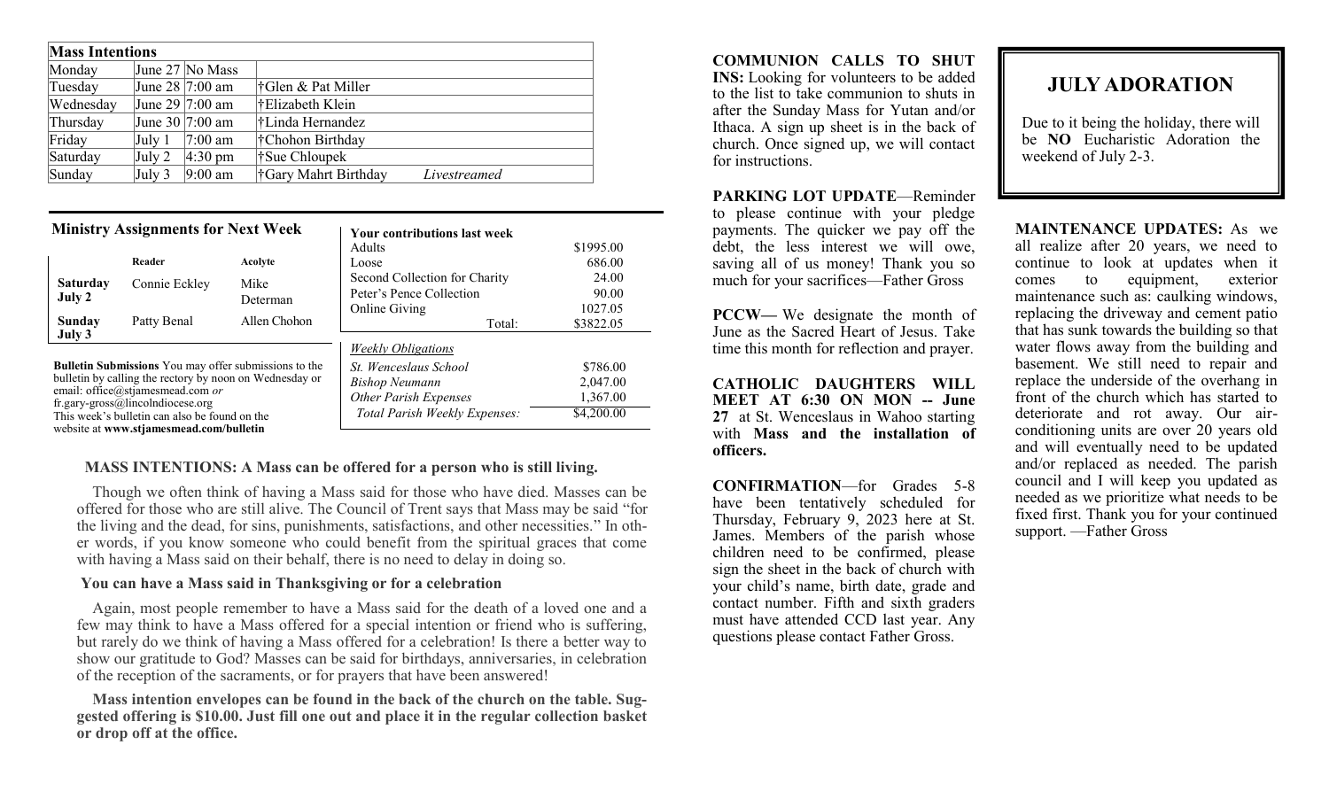## Mass Intentions

| | | | |
|---|---|---|---|
| Monday | June 27 | No Mass | |
| Tuesday | June 28 | 7:00 am | †Glen & Pat Miller |
| Wednesday | June 29 | 7:00 am | †Elizabeth Klein |
| Thursday | June 30 | 7:00 am | †Linda Hernandez |
| Friday | July 1 | 7:00 am | †Chohon Birthday |
| Saturday | July 2 | 4:30 pm | †Sue Chloupek |
| Sunday | July 3 | 9:00 am | †Gary Mahrt Birthday *Livestreamed* |

## Ministry Assignments for Next Week

| | Reader | Acolyte |
|---|---|---|
| **Saturday July 2** | Connie Eckley | Mike Determan |
| **Sunday July 3** | Patty Benal | Allen Chohon |

**Bulletin Submissions** You may offer submissions to the bulletin by calling the rectory by noon on Wednesday or email: office@stjamesmead.com *or* fr.gary-gross@lincolndiocese.org
This week's bulletin can also be found on the website at **www.stjamesmead.com/bulletin**

**Your contributions last week**

| | |
|---|---|
| Adults | \$1995.00 |
| Loose | 686.00 |
| Second Collection for Charity | 24.00 |
| Peter's Pence Collection | 90.00 |
| Online Giving | 1027.05 |
| Total: | \$3822.05 |

*Weekly Obligations*

| | |
|---|---|
| *St. Wenceslaus School* | \$786.00 |
| *Bishop Neumann* | 2,047.00 |
| *Other Parish Expenses* | 1,367.00 |
| *Total Parish Weekly Expenses:* | \$4,200.00 |

**MASS INTENTIONS: A Mass can be offered for a person who is still living.**

Though we often think of having a Mass said for those who have died. Masses can be offered for those who are still alive. The Council of Trent says that Mass may be said "for the living and the dead, for sins, punishments, satisfactions, and other necessities." In other words, if you know someone who could benefit from the spiritual graces that come with having a Mass said on their behalf, there is no need to delay in doing so.

**You can have a Mass said in Thanksgiving or for a celebration**

Again, most people remember to have a Mass said for the death of a loved one and a few may think to have a Mass offered for a special intention or friend who is suffering, but rarely do we think of having a Mass offered for a celebration! Is there a better way to show our gratitude to God? Masses can be said for birthdays, anniversaries, in celebration of the reception of the sacraments, or for prayers that have been answered!

**Mass intention envelopes can be found in the back of the church on the table. Suggested offering is \$10.00. Just fill one out and place it in the regular collection basket or drop off at the office.**

**COMMUNION CALLS TO SHUT INS:** Looking for volunteers to be added to the list to take communion to shuts in after the Sunday Mass for Yutan and/or Ithaca. A sign up sheet is in the back of church. Once signed up, we will contact for instructions.

**PARKING LOT UPDATE**—Reminder to please continue with your pledge payments. The quicker we pay off the debt, the less interest we will owe, saving all of us money! Thank you so much for your sacrifices—Father Gross

**PCCW—** We designate the month of June as the Sacred Heart of Jesus. Take time this month for reflection and prayer.

**CATHOLIC DAUGHTERS WILL MEET AT 6:30 ON MON -- June 27** at St. Wenceslaus in Wahoo starting with **Mass and the installation of officers.**

**CONFIRMATION**—for Grades 5-8 have been tentatively scheduled for Thursday, February 9, 2023 here at St. James. Members of the parish whose children need to be confirmed, please sign the sheet in the back of church with your child's name, birth date, grade and contact number. Fifth and sixth graders must have attended CCD last year. Any questions please contact Father Gross.

## JULY ADORATION

Due to it being the holiday, there will be **NO** Eucharistic Adoration the weekend of July 2-3.

**MAINTENANCE UPDATES:** As we all realize after 20 years, we need to continue to look at updates when it comes to equipment, exterior maintenance such as: caulking windows, replacing the driveway and cement patio that has sunk towards the building so that water flows away from the building and basement. We still need to repair and replace the underside of the overhang in front of the church which has started to deteriorate and rot away. Our air-conditioning units are over 20 years old and will eventually need to be updated and/or replaced as needed. The parish council and I will keep you updated as needed as we prioritize what needs to be fixed first. Thank you for your continued support. —Father Gross